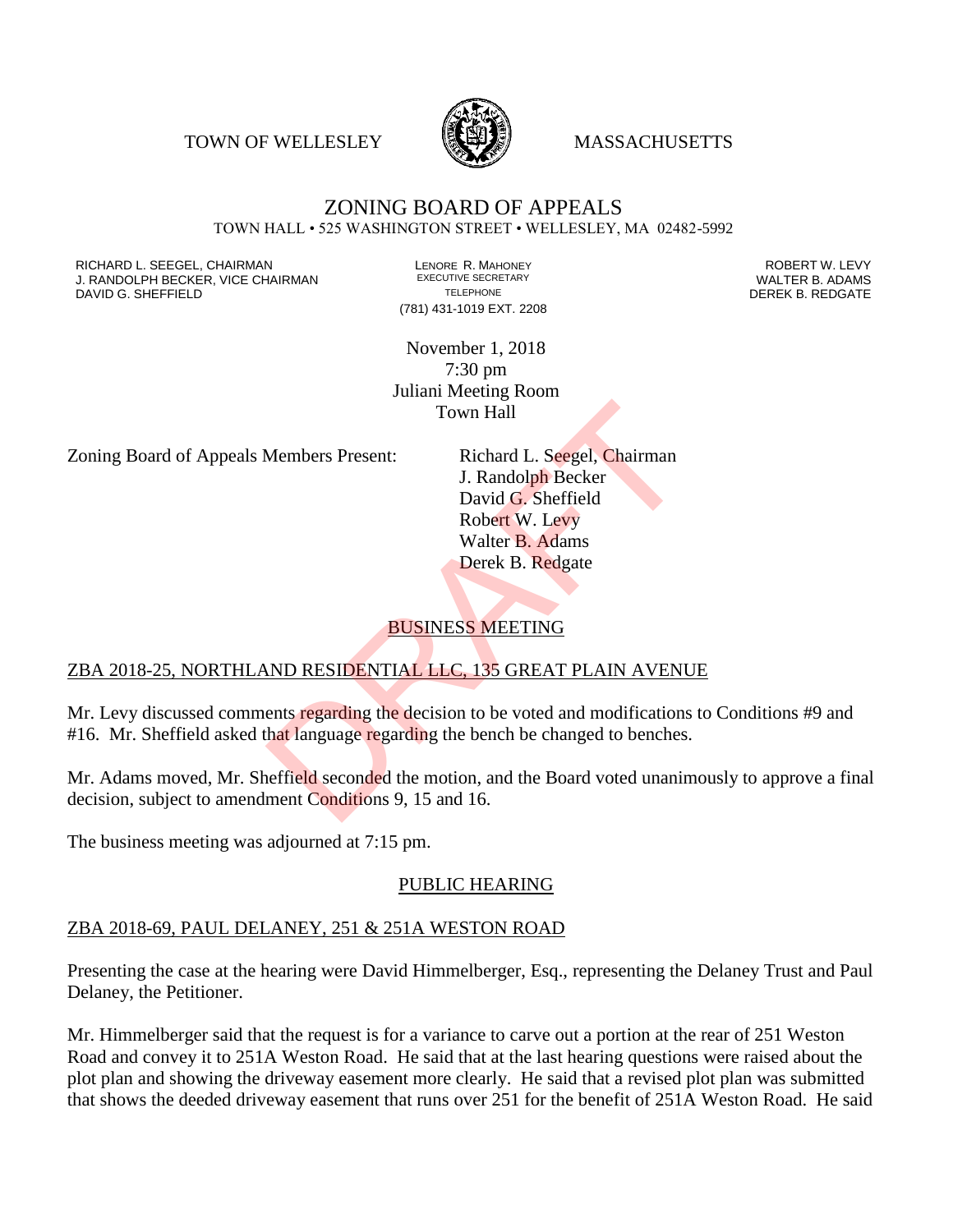TOWN OF WELLESLEY MASSACHUSETTS

# ZONING BOARD OF APPEALS

TOWN HALL • 525 WASHINGTON STREET • WELLESLEY, MA 02482-5992

RICHARD L. SEEGEL, CHAIRMAN
J. RANDOLPH BECKER, VICE CHAIRMAN
DAVID G. SHEFFIELD

LENORE R. MAHONEY
EXECUTIVE SECRETARY
TELEPHONE
(781) 431-1019 EXT. 2208

ROBERT W. LEVY
WALTER B. ADAMS
DEREK B. REDGATE

November 1, 2018
7:30 pm
Juliani Meeting Room
Town Hall

Zoning Board of Appeals Members Present: Richard L. Seegel, Chairman
J. Randolph Becker
David G. Sheffield
Robert W. Levy
Walter B. Adams
Derek B. Redgate

## BUSINESS MEETING

### ZBA 2018-25, NORTHLAND RESIDENTIAL LLC, 135 GREAT PLAIN AVENUE

Mr. Levy discussed comments regarding the decision to be voted and modifications to Conditions #9 and #16. Mr. Sheffield asked that language regarding the bench be changed to benches.

Mr. Adams moved, Mr. Sheffield seconded the motion, and the Board voted unanimously to approve a final decision, subject to amendment Conditions 9, 15 and 16.

The business meeting was adjourned at 7:15 pm.

## PUBLIC HEARING

### ZBA 2018-69, PAUL DELANEY, 251 & 251A WESTON ROAD

Presenting the case at the hearing were David Himmelberger, Esq., representing the Delaney Trust and Paul Delaney, the Petitioner.

Mr. Himmelberger said that the request is for a variance to carve out a portion at the rear of 251 Weston Road and convey it to 251A Weston Road. He said that at the last hearing questions were raised about the plot plan and showing the driveway easement more clearly. He said that a revised plot plan was submitted that shows the deeded driveway easement that runs over 251 for the benefit of 251A Weston Road. He said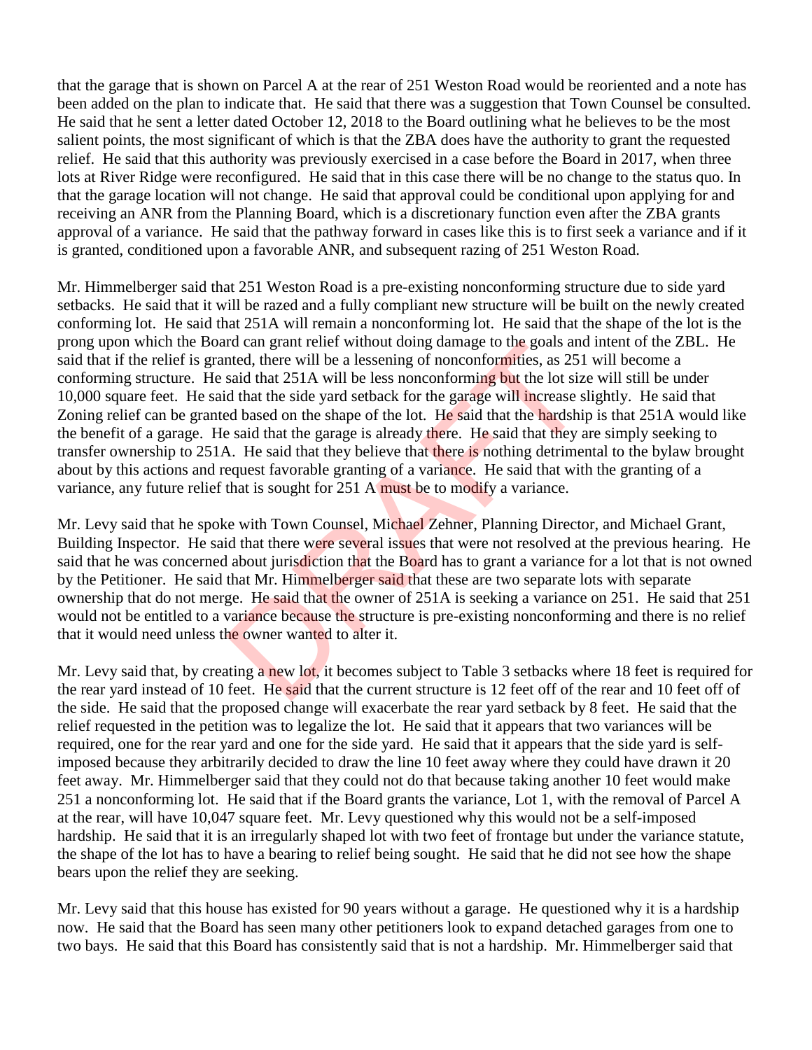that the garage that is shown on Parcel A at the rear of 251 Weston Road would be reoriented and a note has been added on the plan to indicate that. He said that there was a suggestion that Town Counsel be consulted. He said that he sent a letter dated October 12, 2018 to the Board outlining what he believes to be the most salient points, the most significant of which is that the ZBA does have the authority to grant the requested relief. He said that this authority was previously exercised in a case before the Board in 2017, when three lots at River Ridge were reconfigured. He said that in this case there will be no change to the status quo. In that the garage location will not change. He said that approval could be conditional upon applying for and receiving an ANR from the Planning Board, which is a discretionary function even after the ZBA grants approval of a variance. He said that the pathway forward in cases like this is to first seek a variance and if it is granted, conditioned upon a favorable ANR, and subsequent razing of 251 Weston Road.

Mr. Himmelberger said that 251 Weston Road is a pre-existing nonconforming structure due to side yard setbacks. He said that it will be razed and a fully compliant new structure will be built on the newly created conforming lot. He said that 251A will remain a nonconforming lot. He said that the shape of the lot is the prong upon which the Board can grant relief without doing damage to the goals and intent of the ZBL. He said that if the relief is granted, there will be a lessening of nonconformities, as 251 will become a conforming structure. He said that 251A will be less nonconforming but the lot size will still be under 10,000 square feet. He said that the side yard setback for the garage will increase slightly. He said that Zoning relief can be granted based on the shape of the lot. He said that the hardship is that 251A would like the benefit of a garage. He said that the garage is already there. He said that they are simply seeking to transfer ownership to 251A. He said that they believe that there is nothing detrimental to the bylaw brought about by this actions and request favorable granting of a variance. He said that with the granting of a variance, any future relief that is sought for 251 A must be to modify a variance.

Mr. Levy said that he spoke with Town Counsel, Michael Zehner, Planning Director, and Michael Grant, Building Inspector. He said that there were several issues that were not resolved at the previous hearing. He said that he was concerned about jurisdiction that the Board has to grant a variance for a lot that is not owned by the Petitioner. He said that Mr. Himmelberger said that these are two separate lots with separate ownership that do not merge. He said that the owner of 251A is seeking a variance on 251. He said that 251 would not be entitled to a variance because the structure is pre-existing nonconforming and there is no relief that it would need unless the owner wanted to alter it.

Mr. Levy said that, by creating a new lot, it becomes subject to Table 3 setbacks where 18 feet is required for the rear yard instead of 10 feet. He said that the current structure is 12 feet off of the rear and 10 feet off of the side. He said that the proposed change will exacerbate the rear yard setback by 8 feet. He said that the relief requested in the petition was to legalize the lot. He said that it appears that two variances will be required, one for the rear yard and one for the side yard. He said that it appears that the side yard is self-imposed because they arbitrarily decided to draw the line 10 feet away where they could have drawn it 20 feet away. Mr. Himmelberger said that they could not do that because taking another 10 feet would make 251 a nonconforming lot. He said that if the Board grants the variance, Lot 1, with the removal of Parcel A at the rear, will have 10,047 square feet. Mr. Levy questioned why this would not be a self-imposed hardship. He said that it is an irregularly shaped lot with two feet of frontage but under the variance statute, the shape of the lot has to have a bearing to relief being sought. He said that he did not see how the shape bears upon the relief they are seeking.

Mr. Levy said that this house has existed for 90 years without a garage. He questioned why it is a hardship now. He said that the Board has seen many other petitioners look to expand detached garages from one to two bays. He said that this Board has consistently said that is not a hardship. Mr. Himmelberger said that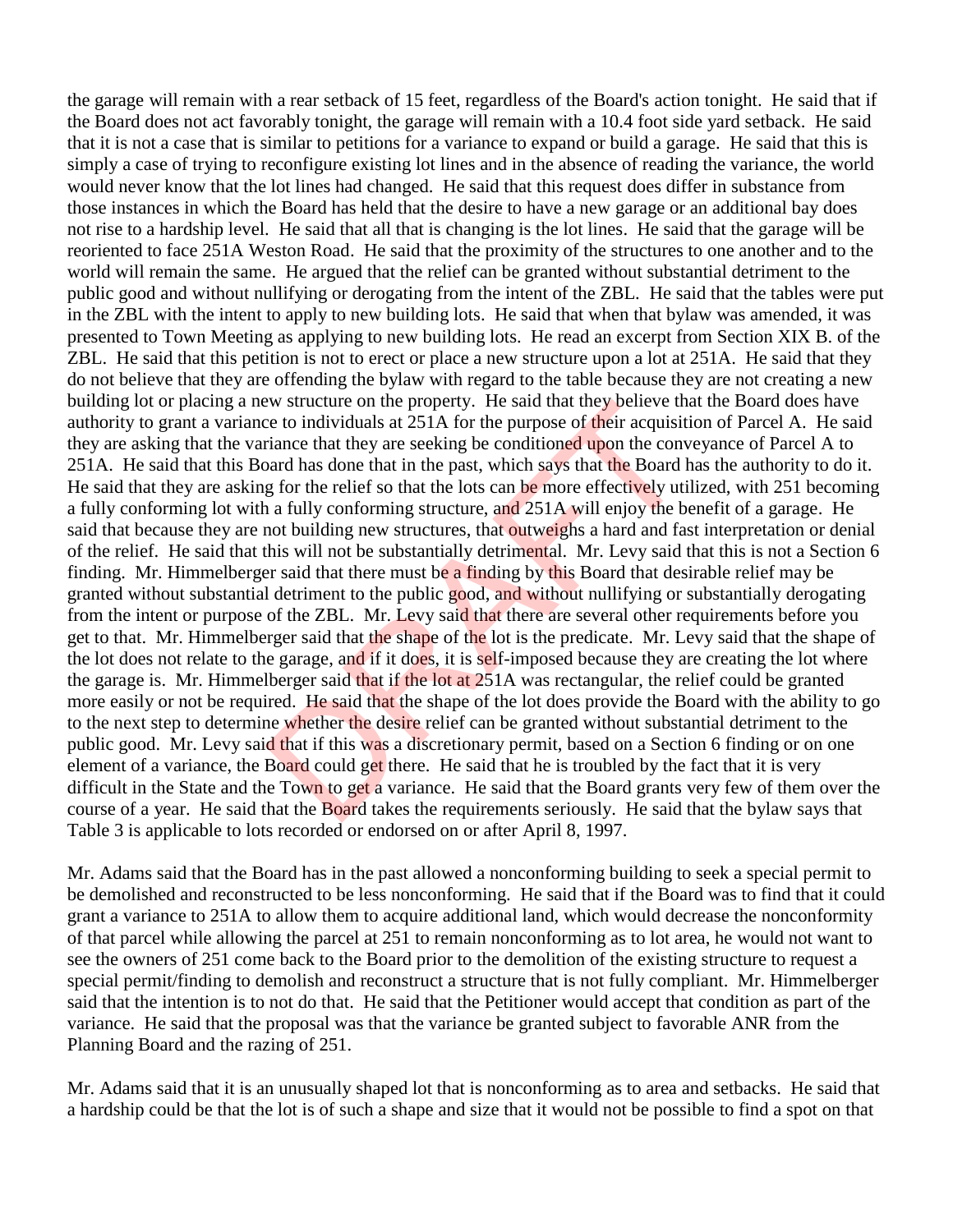the garage will remain with a rear setback of 15 feet, regardless of the Board's action tonight. He said that if the Board does not act favorably tonight, the garage will remain with a 10.4 foot side yard setback. He said that it is not a case that is similar to petitions for a variance to expand or build a garage. He said that this is simply a case of trying to reconfigure existing lot lines and in the absence of reading the variance, the world would never know that the lot lines had changed. He said that this request does differ in substance from those instances in which the Board has held that the desire to have a new garage or an additional bay does not rise to a hardship level. He said that all that is changing is the lot lines. He said that the garage will be reoriented to face 251A Weston Road. He said that the proximity of the structures to one another and to the world will remain the same. He argued that the relief can be granted without substantial detriment to the public good and without nullifying or derogating from the intent of the ZBL. He said that the tables were put in the ZBL with the intent to apply to new building lots. He said that when that bylaw was amended, it was presented to Town Meeting as applying to new building lots. He read an excerpt from Section XIX B. of the ZBL. He said that this petition is not to erect or place a new structure upon a lot at 251A. He said that they do not believe that they are offending the bylaw with regard to the table because they are not creating a new building lot or placing a new structure on the property. He said that they believe that the Board does have authority to grant a variance to individuals at 251A for the purpose of their acquisition of Parcel A. He said they are asking that the variance that they are seeking be conditioned upon the conveyance of Parcel A to 251A. He said that this Board has done that in the past, which says that the Board has the authority to do it. He said that they are asking for the relief so that the lots can be more effectively utilized, with 251 becoming a fully conforming lot with a fully conforming structure, and 251A will enjoy the benefit of a garage. He said that because they are not building new structures, that outweighs a hard and fast interpretation or denial of the relief. He said that this will not be substantially detrimental. Mr. Levy said that this is not a Section 6 finding. Mr. Himmelberger said that there must be a finding by this Board that desirable relief may be granted without substantial detriment to the public good, and without nullifying or substantially derogating from the intent or purpose of the ZBL. Mr. Levy said that there are several other requirements before you get to that. Mr. Himmelberger said that the shape of the lot is the predicate. Mr. Levy said that the shape of the lot does not relate to the garage, and if it does, it is self-imposed because they are creating the lot where the garage is. Mr. Himmelberger said that if the lot at 251A was rectangular, the relief could be granted more easily or not be required. He said that the shape of the lot does provide the Board with the ability to go to the next step to determine whether the desire relief can be granted without substantial detriment to the public good. Mr. Levy said that if this was a discretionary permit, based on a Section 6 finding or on one element of a variance, the Board could get there. He said that he is troubled by the fact that it is very difficult in the State and the Town to get a variance. He said that the Board grants very few of them over the course of a year. He said that the Board takes the requirements seriously. He said that the bylaw says that Table 3 is applicable to lots recorded or endorsed on or after April 8, 1997.

Mr. Adams said that the Board has in the past allowed a nonconforming building to seek a special permit to be demolished and reconstructed to be less nonconforming. He said that if the Board was to find that it could grant a variance to 251A to allow them to acquire additional land, which would decrease the nonconformity of that parcel while allowing the parcel at 251 to remain nonconforming as to lot area, he would not want to see the owners of 251 come back to the Board prior to the demolition of the existing structure to request a special permit/finding to demolish and reconstruct a structure that is not fully compliant. Mr. Himmelberger said that the intention is to not do that. He said that the Petitioner would accept that condition as part of the variance. He said that the proposal was that the variance be granted subject to favorable ANR from the Planning Board and the razing of 251.

Mr. Adams said that it is an unusually shaped lot that is nonconforming as to area and setbacks. He said that a hardship could be that the lot is of such a shape and size that it would not be possible to find a spot on that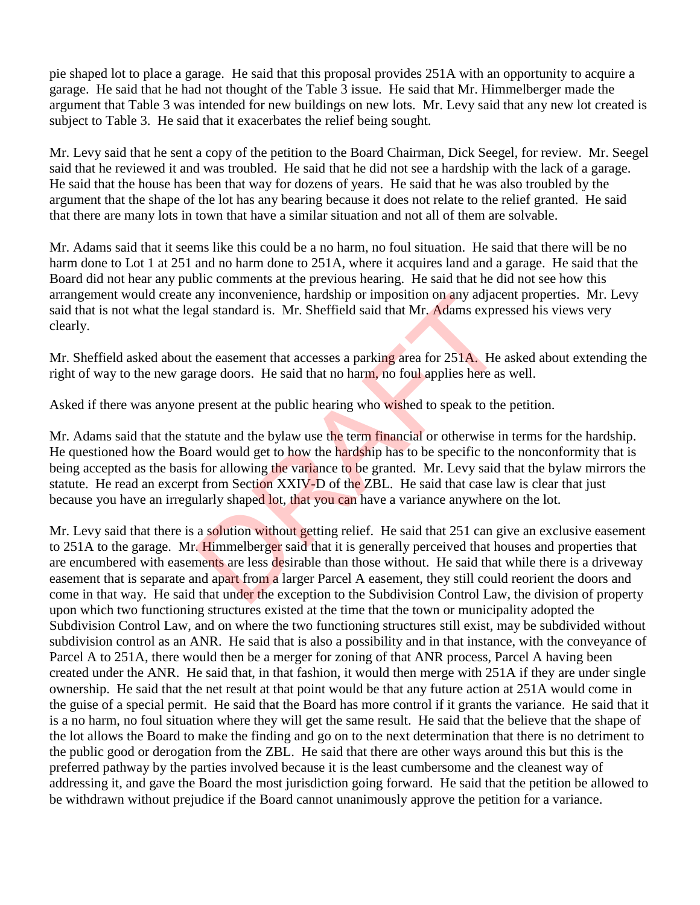pie shaped lot to place a garage. He said that this proposal provides 251A with an opportunity to acquire a garage. He said that he had not thought of the Table 3 issue. He said that Mr. Himmelberger made the argument that Table 3 was intended for new buildings on new lots. Mr. Levy said that any new lot created is subject to Table 3. He said that it exacerbates the relief being sought.

Mr. Levy said that he sent a copy of the petition to the Board Chairman, Dick Seegel, for review. Mr. Seegel said that he reviewed it and was troubled. He said that he did not see a hardship with the lack of a garage. He said that the house has been that way for dozens of years. He said that he was also troubled by the argument that the shape of the lot has any bearing because it does not relate to the relief granted. He said that there are many lots in town that have a similar situation and not all of them are solvable.

Mr. Adams said that it seems like this could be a no harm, no foul situation. He said that there will be no harm done to Lot 1 at 251 and no harm done to 251A, where it acquires land and a garage. He said that the Board did not hear any public comments at the previous hearing. He said that he did not see how this arrangement would create any inconvenience, hardship or imposition on any adjacent properties. Mr. Levy said that is not what the legal standard is. Mr. Sheffield said that Mr. Adams expressed his views very clearly.

Mr. Sheffield asked about the easement that accesses a parking area for 251A. He asked about extending the right of way to the new garage doors. He said that no harm, no foul applies here as well.

Asked if there was anyone present at the public hearing who wished to speak to the petition.

Mr. Adams said that the statute and the bylaw use the term financial or otherwise in terms for the hardship. He questioned how the Board would get to how the hardship has to be specific to the nonconformity that is being accepted as the basis for allowing the variance to be granted. Mr. Levy said that the bylaw mirrors the statute. He read an excerpt from Section XXIV-D of the ZBL. He said that case law is clear that just because you have an irregularly shaped lot, that you can have a variance anywhere on the lot.

Mr. Levy said that there is a solution without getting relief. He said that 251 can give an exclusive easement to 251A to the garage. Mr. Himmelberger said that it is generally perceived that houses and properties that are encumbered with easements are less desirable than those without. He said that while there is a driveway easement that is separate and apart from a larger Parcel A easement, they still could reorient the doors and come in that way. He said that under the exception to the Subdivision Control Law, the division of property upon which two functioning structures existed at the time that the town or municipality adopted the Subdivision Control Law, and on where the two functioning structures still exist, may be subdivided without subdivision control as an ANR. He said that is also a possibility and in that instance, with the conveyance of Parcel A to 251A, there would then be a merger for zoning of that ANR process, Parcel A having been created under the ANR. He said that, in that fashion, it would then merge with 251A if they are under single ownership. He said that the net result at that point would be that any future action at 251A would come in the guise of a special permit. He said that the Board has more control if it grants the variance. He said that it is a no harm, no foul situation where they will get the same result. He said that the believe that the shape of the lot allows the Board to make the finding and go on to the next determination that there is no detriment to the public good or derogation from the ZBL. He said that there are other ways around this but this is the preferred pathway by the parties involved because it is the least cumbersome and the cleanest way of addressing it, and gave the Board the most jurisdiction going forward. He said that the petition be allowed to be withdrawn without prejudice if the Board cannot unanimously approve the petition for a variance.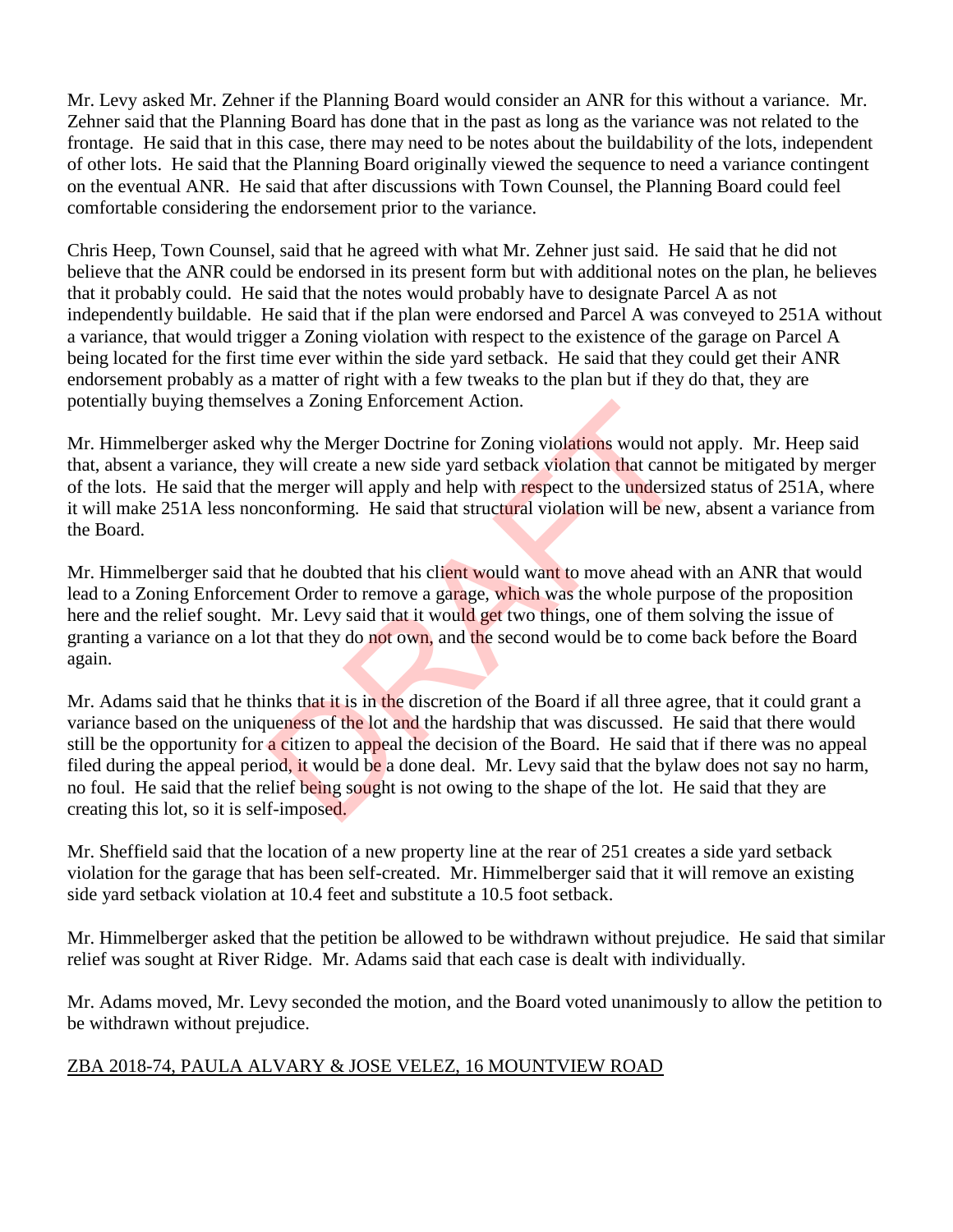Mr. Levy asked Mr. Zehner if the Planning Board would consider an ANR for this without a variance. Mr. Zehner said that the Planning Board has done that in the past as long as the variance was not related to the frontage. He said that in this case, there may need to be notes about the buildability of the lots, independent of other lots. He said that the Planning Board originally viewed the sequence to need a variance contingent on the eventual ANR. He said that after discussions with Town Counsel, the Planning Board could feel comfortable considering the endorsement prior to the variance.

Chris Heep, Town Counsel, said that he agreed with what Mr. Zehner just said. He said that he did not believe that the ANR could be endorsed in its present form but with additional notes on the plan, he believes that it probably could. He said that the notes would probably have to designate Parcel A as not independently buildable. He said that if the plan were endorsed and Parcel A was conveyed to 251A without a variance, that would trigger a Zoning violation with respect to the existence of the garage on Parcel A being located for the first time ever within the side yard setback. He said that they could get their ANR endorsement probably as a matter of right with a few tweaks to the plan but if they do that, they are potentially buying themselves a Zoning Enforcement Action.

Mr. Himmelberger asked why the Merger Doctrine for Zoning violations would not apply. Mr. Heep said that, absent a variance, they will create a new side yard setback violation that cannot be mitigated by merger of the lots. He said that the merger will apply and help with respect to the undersized status of 251A, where it will make 251A less nonconforming. He said that structural violation will be new, absent a variance from the Board.

Mr. Himmelberger said that he doubted that his client would want to move ahead with an ANR that would lead to a Zoning Enforcement Order to remove a garage, which was the whole purpose of the proposition here and the relief sought. Mr. Levy said that it would get two things, one of them solving the issue of granting a variance on a lot that they do not own, and the second would be to come back before the Board again.

Mr. Adams said that he thinks that it is in the discretion of the Board if all three agree, that it could grant a variance based on the uniqueness of the lot and the hardship that was discussed. He said that there would still be the opportunity for a citizen to appeal the decision of the Board. He said that if there was no appeal filed during the appeal period, it would be a done deal. Mr. Levy said that the bylaw does not say no harm, no foul. He said that the relief being sought is not owing to the shape of the lot. He said that they are creating this lot, so it is self-imposed.

Mr. Sheffield said that the location of a new property line at the rear of 251 creates a side yard setback violation for the garage that has been self-created. Mr. Himmelberger said that it will remove an existing side yard setback violation at 10.4 feet and substitute a 10.5 foot setback.

Mr. Himmelberger asked that the petition be allowed to be withdrawn without prejudice. He said that similar relief was sought at River Ridge. Mr. Adams said that each case is dealt with individually.

Mr. Adams moved, Mr. Levy seconded the motion, and the Board voted unanimously to allow the petition to be withdrawn without prejudice.

ZBA 2018-74, PAULA ALVARY & JOSE VELEZ, 16 MOUNTVIEW ROAD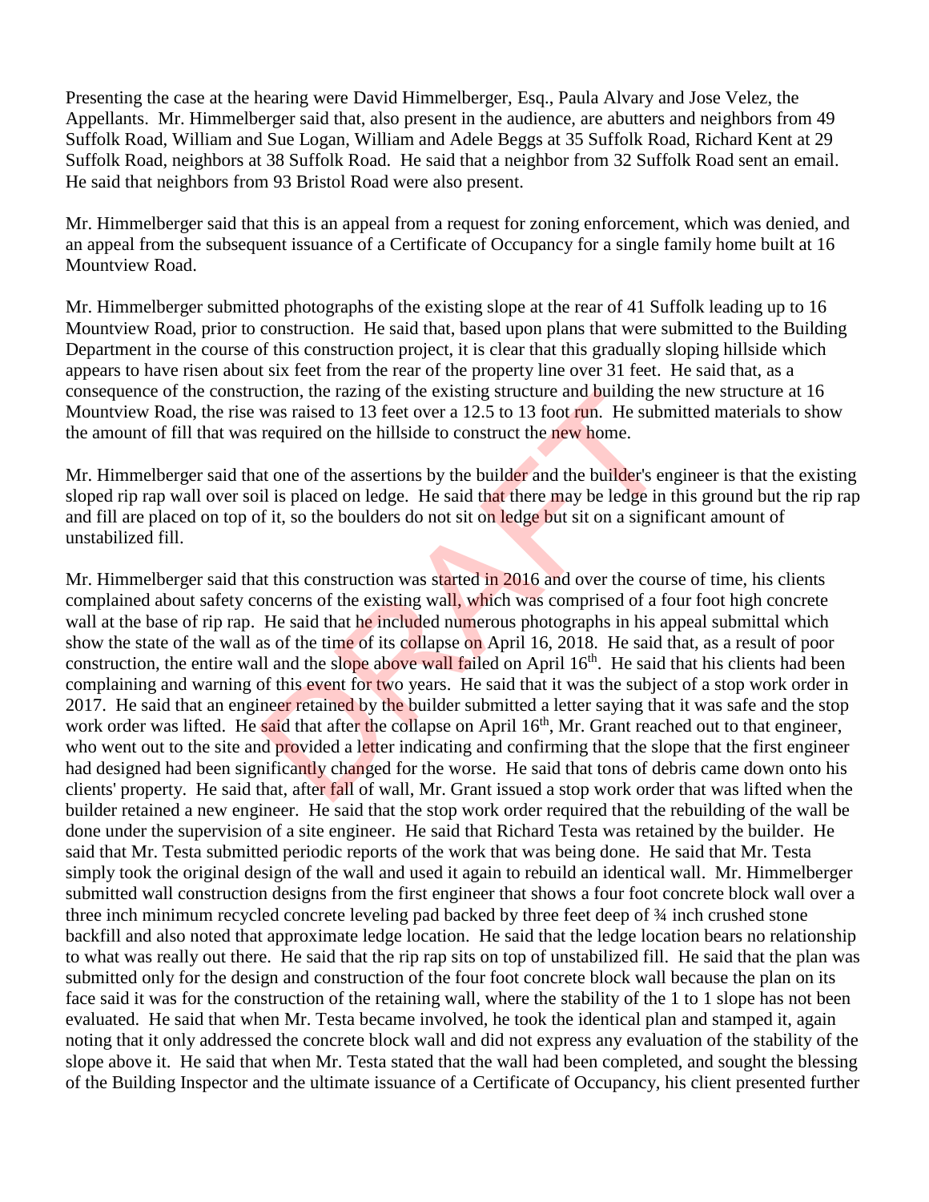Presenting the case at the hearing were David Himmelberger, Esq., Paula Alvary and Jose Velez, the Appellants. Mr. Himmelberger said that, also present in the audience, are abutters and neighbors from 49 Suffolk Road, William and Sue Logan, William and Adele Beggs at 35 Suffolk Road, Richard Kent at 29 Suffolk Road, neighbors at 38 Suffolk Road. He said that a neighbor from 32 Suffolk Road sent an email. He said that neighbors from 93 Bristol Road were also present.

Mr. Himmelberger said that this is an appeal from a request for zoning enforcement, which was denied, and an appeal from the subsequent issuance of a Certificate of Occupancy for a single family home built at 16 Mountview Road.

Mr. Himmelberger submitted photographs of the existing slope at the rear of 41 Suffolk leading up to 16 Mountview Road, prior to construction. He said that, based upon plans that were submitted to the Building Department in the course of this construction project, it is clear that this gradually sloping hillside which appears to have risen about six feet from the rear of the property line over 31 feet. He said that, as a consequence of the construction, the razing of the existing structure and building the new structure at 16 Mountview Road, the rise was raised to 13 feet over a 12.5 to 13 foot run. He submitted materials to show the amount of fill that was required on the hillside to construct the new home.

Mr. Himmelberger said that one of the assertions by the builder and the builder's engineer is that the existing sloped rip rap wall over soil is placed on ledge. He said that there may be ledge in this ground but the rip rap and fill are placed on top of it, so the boulders do not sit on ledge but sit on a significant amount of unstabilized fill.

Mr. Himmelberger said that this construction was started in 2016 and over the course of time, his clients complained about safety concerns of the existing wall, which was comprised of a four foot high concrete wall at the base of rip rap. He said that he included numerous photographs in his appeal submittal which show the state of the wall as of the time of its collapse on April 16, 2018. He said that, as a result of poor construction, the entire wall and the slope above wall failed on April 16th. He said that his clients had been complaining and warning of this event for two years. He said that it was the subject of a stop work order in 2017. He said that an engineer retained by the builder submitted a letter saying that it was safe and the stop work order was lifted. He said that after the collapse on April 16th, Mr. Grant reached out to that engineer, who went out to the site and provided a letter indicating and confirming that the slope that the first engineer had designed had been significantly changed for the worse. He said that tons of debris came down onto his clients' property. He said that, after fall of wall, Mr. Grant issued a stop work order that was lifted when the builder retained a new engineer. He said that the stop work order required that the rebuilding of the wall be done under the supervision of a site engineer. He said that Richard Testa was retained by the builder. He said that Mr. Testa submitted periodic reports of the work that was being done. He said that Mr. Testa simply took the original design of the wall and used it again to rebuild an identical wall. Mr. Himmelberger submitted wall construction designs from the first engineer that shows a four foot concrete block wall over a three inch minimum recycled concrete leveling pad backed by three feet deep of ¾ inch crushed stone backfill and also noted that approximate ledge location. He said that the ledge location bears no relationship to what was really out there. He said that the rip rap sits on top of unstabilized fill. He said that the plan was submitted only for the design and construction of the four foot concrete block wall because the plan on its face said it was for the construction of the retaining wall, where the stability of the 1 to 1 slope has not been evaluated. He said that when Mr. Testa became involved, he took the identical plan and stamped it, again noting that it only addressed the concrete block wall and did not express any evaluation of the stability of the slope above it. He said that when Mr. Testa stated that the wall had been completed, and sought the blessing of the Building Inspector and the ultimate issuance of a Certificate of Occupancy, his client presented further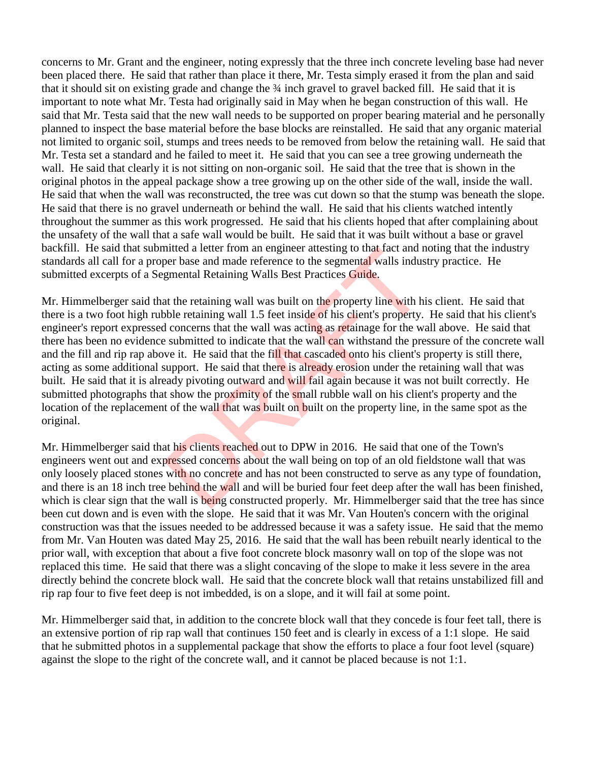concerns to Mr. Grant and the engineer, noting expressly that the three inch concrete leveling base had never been placed there. He said that rather than place it there, Mr. Testa simply erased it from the plan and said that it should sit on existing grade and change the ¾ inch gravel to gravel backed fill. He said that it is important to note what Mr. Testa had originally said in May when he began construction of this wall. He said that Mr. Testa said that the new wall needs to be supported on proper bearing material and he personally planned to inspect the base material before the base blocks are reinstalled. He said that any organic material not limited to organic soil, stumps and trees needs to be removed from below the retaining wall. He said that Mr. Testa set a standard and he failed to meet it. He said that you can see a tree growing underneath the wall. He said that clearly it is not sitting on non-organic soil. He said that the tree that is shown in the original photos in the appeal package show a tree growing up on the other side of the wall, inside the wall. He said that when the wall was reconstructed, the tree was cut down so that the stump was beneath the slope. He said that there is no gravel underneath or behind the wall. He said that his clients watched intently throughout the summer as this work progressed. He said that his clients hoped that after complaining about the unsafety of the wall that a safe wall would be built. He said that it was built without a base or gravel backfill. He said that submitted a letter from an engineer attesting to that fact and noting that the industry standards all call for a proper base and made reference to the segmental walls industry practice. He submitted excerpts of a Segmental Retaining Walls Best Practices Guide.

Mr. Himmelberger said that the retaining wall was built on the property line with his client. He said that there is a two foot high rubble retaining wall 1.5 feet inside of his client's property. He said that his client's engineer's report expressed concerns that the wall was acting as retainage for the wall above. He said that there has been no evidence submitted to indicate that the wall can withstand the pressure of the concrete wall and the fill and rip rap above it. He said that the fill that cascaded onto his client's property is still there, acting as some additional support. He said that there is already erosion under the retaining wall that was built. He said that it is already pivoting outward and will fail again because it was not built correctly. He submitted photographs that show the proximity of the small rubble wall on his client's property and the location of the replacement of the wall that was built on built on the property line, in the same spot as the original.

Mr. Himmelberger said that his clients reached out to DPW in 2016. He said that one of the Town's engineers went out and expressed concerns about the wall being on top of an old fieldstone wall that was only loosely placed stones with no concrete and has not been constructed to serve as any type of foundation, and there is an 18 inch tree behind the wall and will be buried four feet deep after the wall has been finished, which is clear sign that the wall is being constructed properly. Mr. Himmelberger said that the tree has since been cut down and is even with the slope. He said that it was Mr. Van Houten's concern with the original construction was that the issues needed to be addressed because it was a safety issue. He said that the memo from Mr. Van Houten was dated May 25, 2016. He said that the wall has been rebuilt nearly identical to the prior wall, with exception that about a five foot concrete block masonry wall on top of the slope was not replaced this time. He said that there was a slight concaving of the slope to make it less severe in the area directly behind the concrete block wall. He said that the concrete block wall that retains unstabilized fill and rip rap four to five feet deep is not imbedded, is on a slope, and it will fail at some point.

Mr. Himmelberger said that, in addition to the concrete block wall that they concede is four feet tall, there is an extensive portion of rip rap wall that continues 150 feet and is clearly in excess of a 1:1 slope. He said that he submitted photos in a supplemental package that show the efforts to place a four foot level (square) against the slope to the right of the concrete wall, and it cannot be placed because is not 1:1.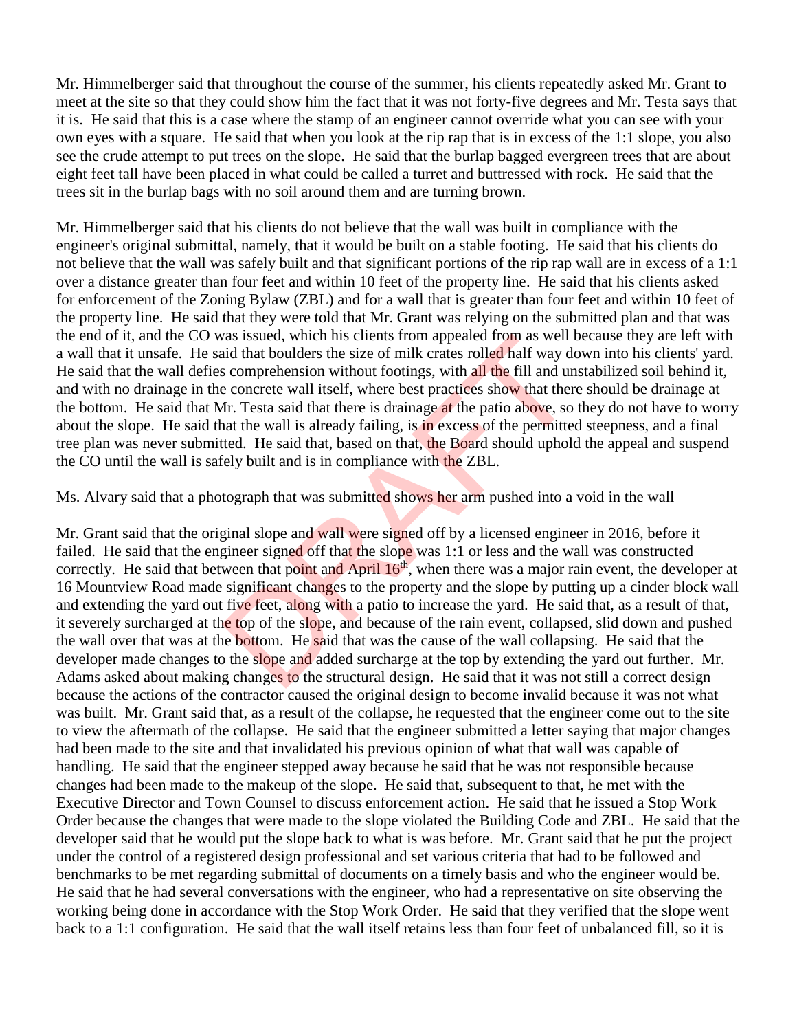Mr. Himmelberger said that throughout the course of the summer, his clients repeatedly asked Mr. Grant to meet at the site so that they could show him the fact that it was not forty-five degrees and Mr. Testa says that it is. He said that this is a case where the stamp of an engineer cannot override what you can see with your own eyes with a square. He said that when you look at the rip rap that is in excess of the 1:1 slope, you also see the crude attempt to put trees on the slope. He said that the burlap bagged evergreen trees that are about eight feet tall have been placed in what could be called a turret and buttressed with rock. He said that the trees sit in the burlap bags with no soil around them and are turning brown.

Mr. Himmelberger said that his clients do not believe that the wall was built in compliance with the engineer's original submittal, namely, that it would be built on a stable footing. He said that his clients do not believe that the wall was safely built and that significant portions of the rip rap wall are in excess of a 1:1 over a distance greater than four feet and within 10 feet of the property line. He said that his clients asked for enforcement of the Zoning Bylaw (ZBL) and for a wall that is greater than four feet and within 10 feet of the property line. He said that they were told that Mr. Grant was relying on the submitted plan and that was the end of it, and the CO was issued, which his clients from appealed from as well because they are left with a wall that it unsafe. He said that boulders the size of milk crates rolled half way down into his clients' yard. He said that the wall defies comprehension without footings, with all the fill and unstabilized soil behind it, and with no drainage in the concrete wall itself, where best practices show that there should be drainage at the bottom. He said that Mr. Testa said that there is drainage at the patio above, so they do not have to worry about the slope. He said that the wall is already failing, is in excess of the permitted steepness, and a final tree plan was never submitted. He said that, based on that, the Board should uphold the appeal and suspend the CO until the wall is safely built and is in compliance with the ZBL.

Ms. Alvary said that a photograph that was submitted shows her arm pushed into a void in the wall –

Mr. Grant said that the original slope and wall were signed off by a licensed engineer in 2016, before it failed. He said that the engineer signed off that the slope was 1:1 or less and the wall was constructed correctly. He said that between that point and April 16th, when there was a major rain event, the developer at 16 Mountview Road made significant changes to the property and the slope by putting up a cinder block wall and extending the yard out five feet, along with a patio to increase the yard. He said that, as a result of that, it severely surcharged at the top of the slope, and because of the rain event, collapsed, slid down and pushed the wall over that was at the bottom. He said that was the cause of the wall collapsing. He said that the developer made changes to the slope and added surcharge at the top by extending the yard out further. Mr. Adams asked about making changes to the structural design. He said that it was not still a correct design because the actions of the contractor caused the original design to become invalid because it was not what was built. Mr. Grant said that, as a result of the collapse, he requested that the engineer come out to the site to view the aftermath of the collapse. He said that the engineer submitted a letter saying that major changes had been made to the site and that invalidated his previous opinion of what that wall was capable of handling. He said that the engineer stepped away because he said that he was not responsible because changes had been made to the makeup of the slope. He said that, subsequent to that, he met with the Executive Director and Town Counsel to discuss enforcement action. He said that he issued a Stop Work Order because the changes that were made to the slope violated the Building Code and ZBL. He said that the developer said that he would put the slope back to what is was before. Mr. Grant said that he put the project under the control of a registered design professional and set various criteria that had to be followed and benchmarks to be met regarding submittal of documents on a timely basis and who the engineer would be. He said that he had several conversations with the engineer, who had a representative on site observing the working being done in accordance with the Stop Work Order. He said that they verified that the slope went back to a 1:1 configuration. He said that the wall itself retains less than four feet of unbalanced fill, so it is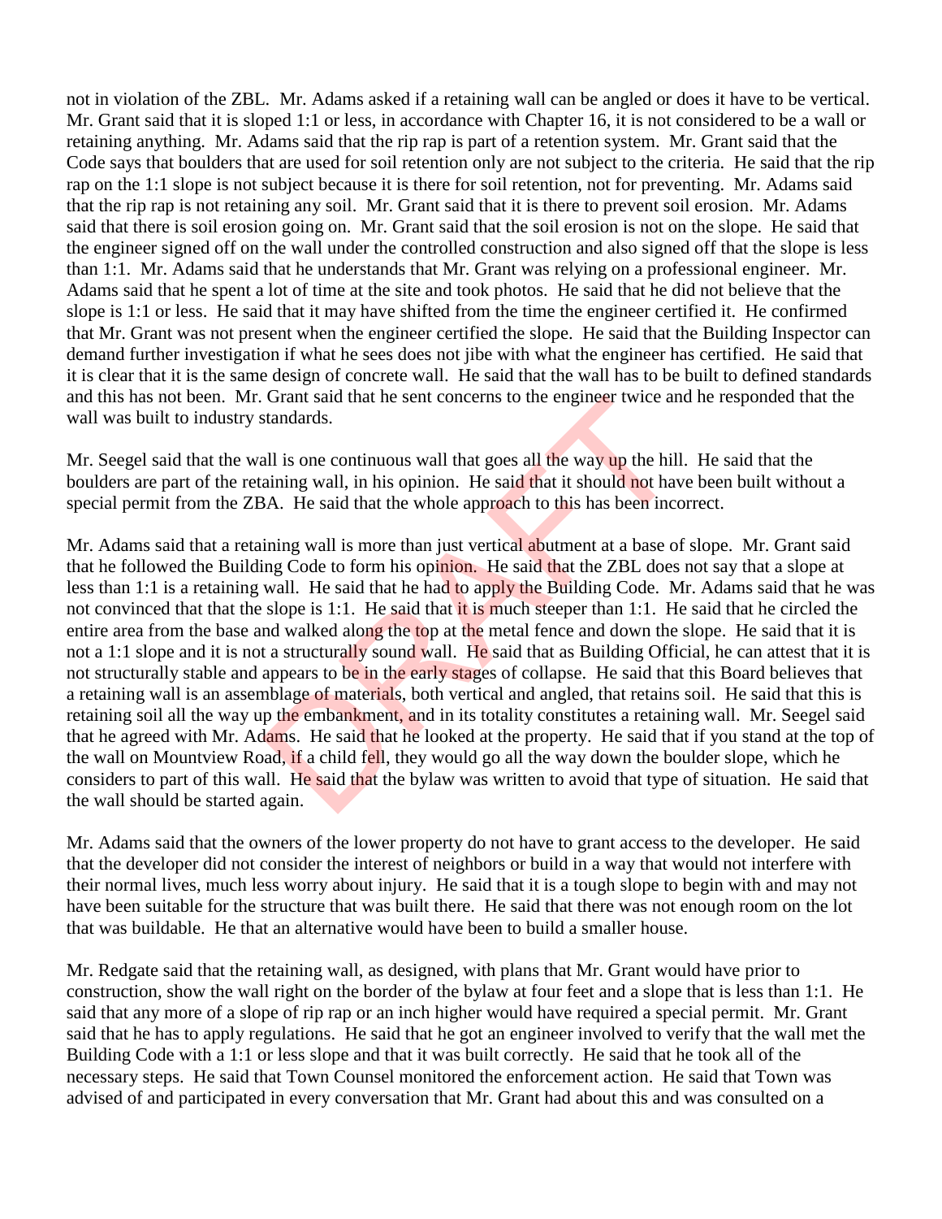not in violation of the ZBL. Mr. Adams asked if a retaining wall can be angled or does it have to be vertical. Mr. Grant said that it is sloped 1:1 or less, in accordance with Chapter 16, it is not considered to be a wall or retaining anything. Mr. Adams said that the rip rap is part of a retention system. Mr. Grant said that the Code says that boulders that are used for soil retention only are not subject to the criteria. He said that the rip rap on the 1:1 slope is not subject because it is there for soil retention, not for preventing. Mr. Adams said that the rip rap is not retaining any soil. Mr. Grant said that it is there to prevent soil erosion. Mr. Adams said that there is soil erosion going on. Mr. Grant said that the soil erosion is not on the slope. He said that the engineer signed off on the wall under the controlled construction and also signed off that the slope is less than 1:1. Mr. Adams said that he understands that Mr. Grant was relying on a professional engineer. Mr. Adams said that he spent a lot of time at the site and took photos. He said that he did not believe that the slope is 1:1 or less. He said that it may have shifted from the time the engineer certified it. He confirmed that Mr. Grant was not present when the engineer certified the slope. He said that the Building Inspector can demand further investigation if what he sees does not jibe with what the engineer has certified. He said that it is clear that it is the same design of concrete wall. He said that the wall has to be built to defined standards and this has not been. Mr. Grant said that he sent concerns to the engineer twice and he responded that the wall was built to industry standards.

Mr. Seegel said that the wall is one continuous wall that goes all the way up the hill. He said that the boulders are part of the retaining wall, in his opinion. He said that it should not have been built without a special permit from the ZBA. He said that the whole approach to this has been incorrect.

Mr. Adams said that a retaining wall is more than just vertical abutment at a base of slope. Mr. Grant said that he followed the Building Code to form his opinion. He said that the ZBL does not say that a slope at less than 1:1 is a retaining wall. He said that he had to apply the Building Code. Mr. Adams said that he was not convinced that that the slope is 1:1. He said that it is much steeper than 1:1. He said that he circled the entire area from the base and walked along the top at the metal fence and down the slope. He said that it is not a 1:1 slope and it is not a structurally sound wall. He said that as Building Official, he can attest that it is not structurally stable and appears to be in the early stages of collapse. He said that this Board believes that a retaining wall is an assemblage of materials, both vertical and angled, that retains soil. He said that this is retaining soil all the way up the embankment, and in its totality constitutes a retaining wall. Mr. Seegel said that he agreed with Mr. Adams. He said that he looked at the property. He said that if you stand at the top of the wall on Mountview Road, if a child fell, they would go all the way down the boulder slope, which he considers to part of this wall. He said that the bylaw was written to avoid that type of situation. He said that the wall should be started again.

Mr. Adams said that the owners of the lower property do not have to grant access to the developer. He said that the developer did not consider the interest of neighbors or build in a way that would not interfere with their normal lives, much less worry about injury. He said that it is a tough slope to begin with and may not have been suitable for the structure that was built there. He said that there was not enough room on the lot that was buildable. He that an alternative would have been to build a smaller house.

Mr. Redgate said that the retaining wall, as designed, with plans that Mr. Grant would have prior to construction, show the wall right on the border of the bylaw at four feet and a slope that is less than 1:1. He said that any more of a slope of rip rap or an inch higher would have required a special permit. Mr. Grant said that he has to apply regulations. He said that he got an engineer involved to verify that the wall met the Building Code with a 1:1 or less slope and that it was built correctly. He said that he took all of the necessary steps. He said that Town Counsel monitored the enforcement action. He said that Town was advised of and participated in every conversation that Mr. Grant had about this and was consulted on a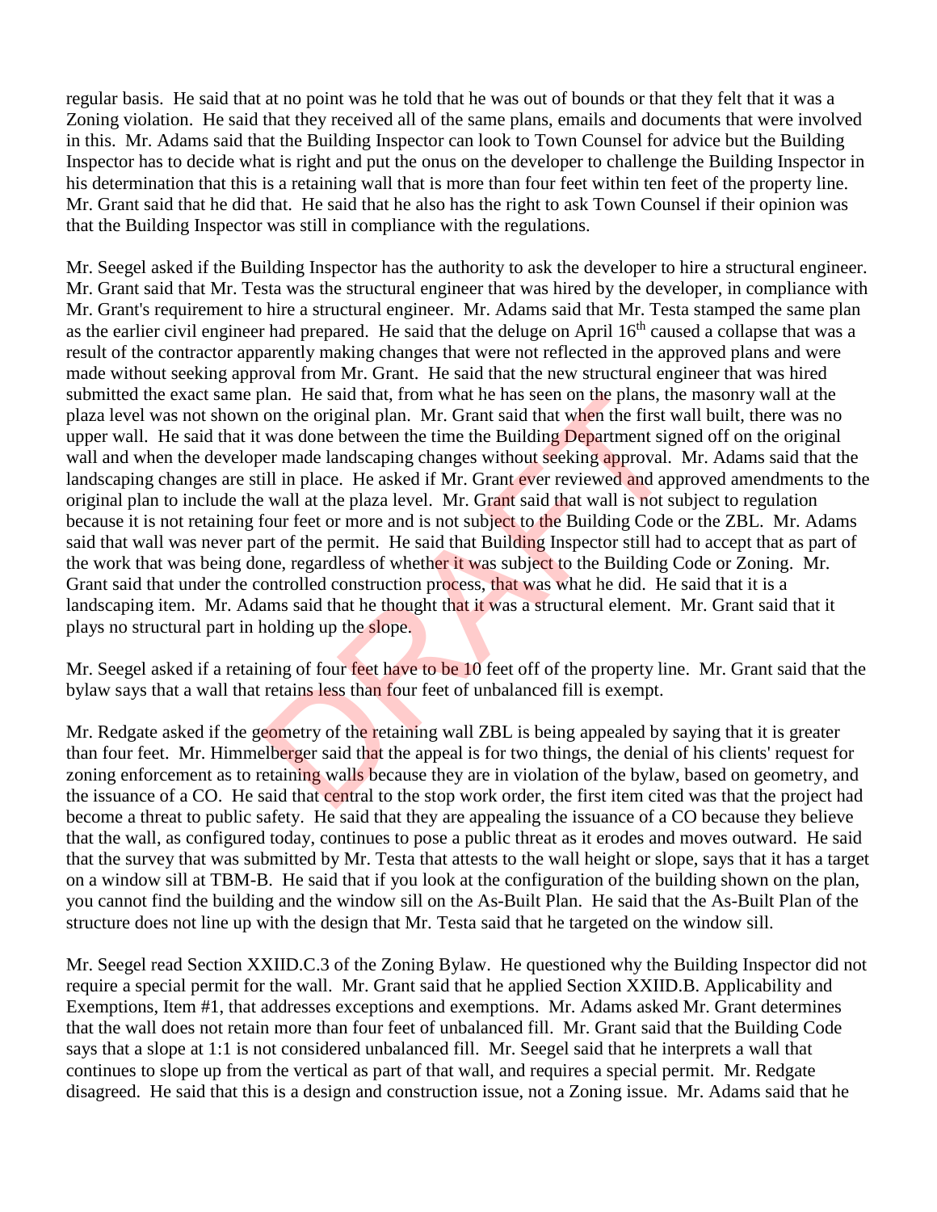regular basis. He said that at no point was he told that he was out of bounds or that they felt that it was a Zoning violation. He said that they received all of the same plans, emails and documents that were involved in this. Mr. Adams said that the Building Inspector can look to Town Counsel for advice but the Building Inspector has to decide what is right and put the onus on the developer to challenge the Building Inspector in his determination that this is a retaining wall that is more than four feet within ten feet of the property line. Mr. Grant said that he did that. He said that he also has the right to ask Town Counsel if their opinion was that the Building Inspector was still in compliance with the regulations.

Mr. Seegel asked if the Building Inspector has the authority to ask the developer to hire a structural engineer. Mr. Grant said that Mr. Testa was the structural engineer that was hired by the developer, in compliance with Mr. Grant's requirement to hire a structural engineer. Mr. Adams said that Mr. Testa stamped the same plan as the earlier civil engineer had prepared. He said that the deluge on April 16th caused a collapse that was a result of the contractor apparently making changes that were not reflected in the approved plans and were made without seeking approval from Mr. Grant. He said that the new structural engineer that was hired submitted the exact same plan. He said that, from what he has seen on the plans, the masonry wall at the plaza level was not shown on the original plan. Mr. Grant said that when the first wall built, there was no upper wall. He said that it was done between the time the Building Department signed off on the original wall and when the developer made landscaping changes without seeking approval. Mr. Adams said that the landscaping changes are still in place. He asked if Mr. Grant ever reviewed and approved amendments to the original plan to include the wall at the plaza level. Mr. Grant said that wall is not subject to regulation because it is not retaining four feet or more and is not subject to the Building Code or the ZBL. Mr. Adams said that wall was never part of the permit. He said that Building Inspector still had to accept that as part of the work that was being done, regardless of whether it was subject to the Building Code or Zoning. Mr. Grant said that under the controlled construction process, that was what he did. He said that it is a landscaping item. Mr. Adams said that he thought that it was a structural element. Mr. Grant said that it plays no structural part in holding up the slope.

Mr. Seegel asked if a retaining of four feet have to be 10 feet off of the property line. Mr. Grant said that the bylaw says that a wall that retains less than four feet of unbalanced fill is exempt.

Mr. Redgate asked if the geometry of the retaining wall ZBL is being appealed by saying that it is greater than four feet. Mr. Himmelberger said that the appeal is for two things, the denial of his clients' request for zoning enforcement as to retaining walls because they are in violation of the bylaw, based on geometry, and the issuance of a CO. He said that central to the stop work order, the first item cited was that the project had become a threat to public safety. He said that they are appealing the issuance of a CO because they believe that the wall, as configured today, continues to pose a public threat as it erodes and moves outward. He said that the survey that was submitted by Mr. Testa that attests to the wall height or slope, says that it has a target on a window sill at TBM-B. He said that if you look at the configuration of the building shown on the plan, you cannot find the building and the window sill on the As-Built Plan. He said that the As-Built Plan of the structure does not line up with the design that Mr. Testa said that he targeted on the window sill.

Mr. Seegel read Section XXIID.C.3 of the Zoning Bylaw. He questioned why the Building Inspector did not require a special permit for the wall. Mr. Grant said that he applied Section XXIID.B. Applicability and Exemptions, Item #1, that addresses exceptions and exemptions. Mr. Adams asked Mr. Grant determines that the wall does not retain more than four feet of unbalanced fill. Mr. Grant said that the Building Code says that a slope at 1:1 is not considered unbalanced fill. Mr. Seegel said that he interprets a wall that continues to slope up from the vertical as part of that wall, and requires a special permit. Mr. Redgate disagreed. He said that this is a design and construction issue, not a Zoning issue. Mr. Adams said that he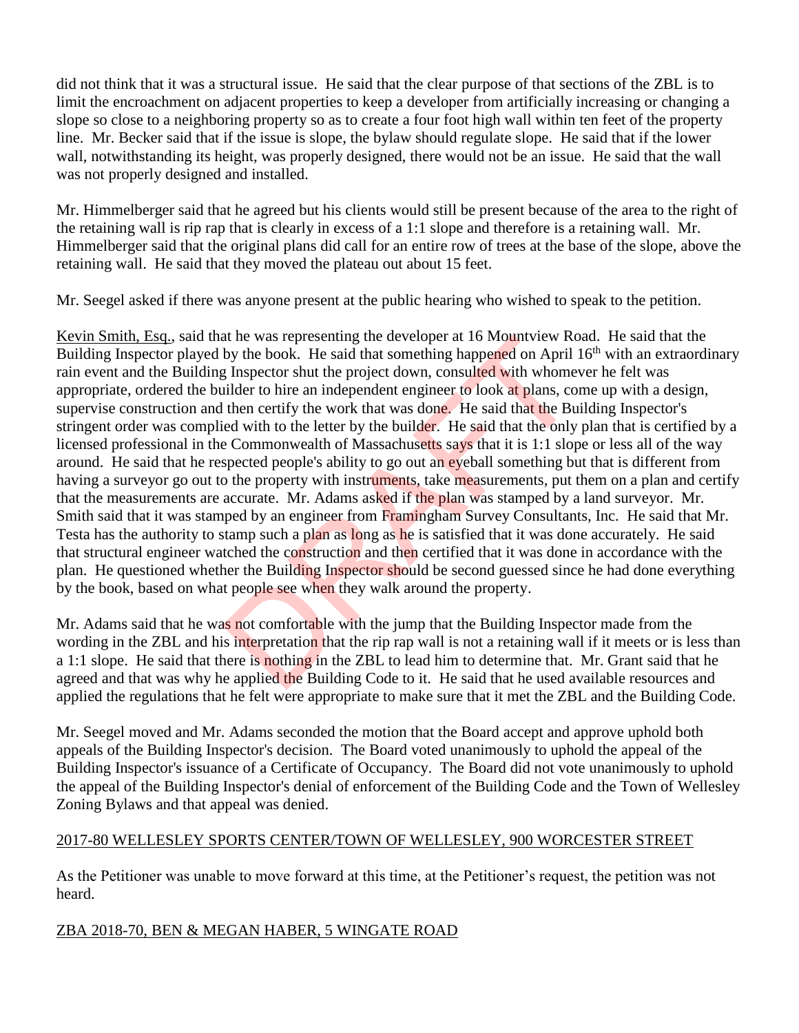did not think that it was a structural issue. He said that the clear purpose of that sections of the ZBL is to limit the encroachment on adjacent properties to keep a developer from artificially increasing or changing a slope so close to a neighboring property so as to create a four foot high wall within ten feet of the property line. Mr. Becker said that if the issue is slope, the bylaw should regulate slope. He said that if the lower wall, notwithstanding its height, was properly designed, there would not be an issue. He said that the wall was not properly designed and installed.

Mr. Himmelberger said that he agreed but his clients would still be present because of the area to the right of the retaining wall is rip rap that is clearly in excess of a 1:1 slope and therefore is a retaining wall. Mr. Himmelberger said that the original plans did call for an entire row of trees at the base of the slope, above the retaining wall. He said that they moved the plateau out about 15 feet.

Mr. Seegel asked if there was anyone present at the public hearing who wished to speak to the petition.

Kevin Smith, Esq., said that he was representing the developer at 16 Mountview Road. He said that the Building Inspector played by the book. He said that something happened on April 16th with an extraordinary rain event and the Building Inspector shut the project down, consulted with whomever he felt was appropriate, ordered the builder to hire an independent engineer to look at plans, come up with a design, supervise construction and then certify the work that was done. He said that the Building Inspector's stringent order was complied with to the letter by the builder. He said that the only plan that is certified by a licensed professional in the Commonwealth of Massachusetts says that it is 1:1 slope or less all of the way around. He said that he respected people's ability to go out an eyeball something but that is different from having a surveyor go out to the property with instruments, take measurements, put them on a plan and certify that the measurements are accurate. Mr. Adams asked if the plan was stamped by a land surveyor. Mr. Smith said that it was stamped by an engineer from Framingham Survey Consultants, Inc. He said that Mr. Testa has the authority to stamp such a plan as long as he is satisfied that it was done accurately. He said that structural engineer watched the construction and then certified that it was done in accordance with the plan. He questioned whether the Building Inspector should be second guessed since he had done everything by the book, based on what people see when they walk around the property.

Mr. Adams said that he was not comfortable with the jump that the Building Inspector made from the wording in the ZBL and his interpretation that the rip rap wall is not a retaining wall if it meets or is less than a 1:1 slope. He said that there is nothing in the ZBL to lead him to determine that. Mr. Grant said that he agreed and that was why he applied the Building Code to it. He said that he used available resources and applied the regulations that he felt were appropriate to make sure that it met the ZBL and the Building Code.

Mr. Seegel moved and Mr. Adams seconded the motion that the Board accept and approve uphold both appeals of the Building Inspector's decision. The Board voted unanimously to uphold the appeal of the Building Inspector's issuance of a Certificate of Occupancy. The Board did not vote unanimously to uphold the appeal of the Building Inspector's denial of enforcement of the Building Code and the Town of Wellesley Zoning Bylaws and that appeal was denied.

2017-80 WELLESLEY SPORTS CENTER/TOWN OF WELLESLEY, 900 WORCESTER STREET

As the Petitioner was unable to move forward at this time, at the Petitioner's request, the petition was not heard.

ZBA 2018-70, BEN & MEGAN HABER, 5 WINGATE ROAD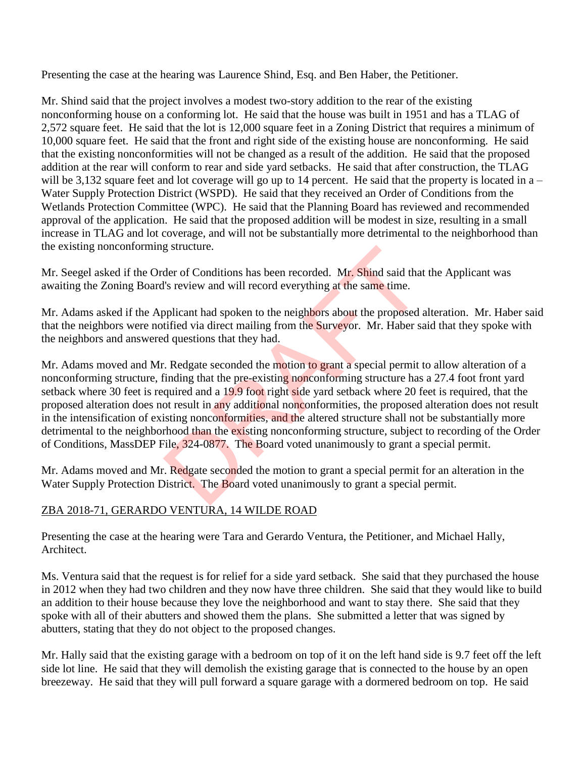Presenting the case at the hearing was Laurence Shind, Esq. and Ben Haber, the Petitioner.

Mr. Shind said that the project involves a modest two-story addition to the rear of the existing nonconforming house on a conforming lot. He said that the house was built in 1951 and has a TLAG of 2,572 square feet. He said that the lot is 12,000 square feet in a Zoning District that requires a minimum of 10,000 square feet. He said that the front and right side of the existing house are nonconforming. He said that the existing nonconformities will not be changed as a result of the addition. He said that the proposed addition at the rear will conform to rear and side yard setbacks. He said that after construction, the TLAG will be 3,132 square feet and lot coverage will go up to 14 percent. He said that the property is located in a – Water Supply Protection District (WSPD). He said that they received an Order of Conditions from the Wetlands Protection Committee (WPC). He said that the Planning Board has reviewed and recommended approval of the application. He said that the proposed addition will be modest in size, resulting in a small increase in TLAG and lot coverage, and will not be substantially more detrimental to the neighborhood than the existing nonconforming structure.

Mr. Seegel asked if the Order of Conditions has been recorded. Mr. Shind said that the Applicant was awaiting the Zoning Board's review and will record everything at the same time.

Mr. Adams asked if the Applicant had spoken to the neighbors about the proposed alteration. Mr. Haber said that the neighbors were notified via direct mailing from the Surveyor. Mr. Haber said that they spoke with the neighbors and answered questions that they had.

Mr. Adams moved and Mr. Redgate seconded the motion to grant a special permit to allow alteration of a nonconforming structure, finding that the pre-existing nonconforming structure has a 27.4 foot front yard setback where 30 feet is required and a 19.9 foot right side yard setback where 20 feet is required, that the proposed alteration does not result in any additional nonconformities, the proposed alteration does not result in the intensification of existing nonconformities, and the altered structure shall not be substantially more detrimental to the neighborhood than the existing nonconforming structure, subject to recording of the Order of Conditions, MassDEP File, 324-0877. The Board voted unanimously to grant a special permit.

Mr. Adams moved and Mr. Redgate seconded the motion to grant a special permit for an alteration in the Water Supply Protection District. The Board voted unanimously to grant a special permit.

ZBA 2018-71, GERARDO VENTURA, 14 WILDE ROAD

Presenting the case at the hearing were Tara and Gerardo Ventura, the Petitioner, and Michael Hally, Architect.

Ms. Ventura said that the request is for relief for a side yard setback. She said that they purchased the house in 2012 when they had two children and they now have three children. She said that they would like to build an addition to their house because they love the neighborhood and want to stay there. She said that they spoke with all of their abutters and showed them the plans. She submitted a letter that was signed by abutters, stating that they do not object to the proposed changes.

Mr. Hally said that the existing garage with a bedroom on top of it on the left hand side is 9.7 feet off the left side lot line. He said that they will demolish the existing garage that is connected to the house by an open breezeway. He said that they will pull forward a square garage with a dormered bedroom on top. He said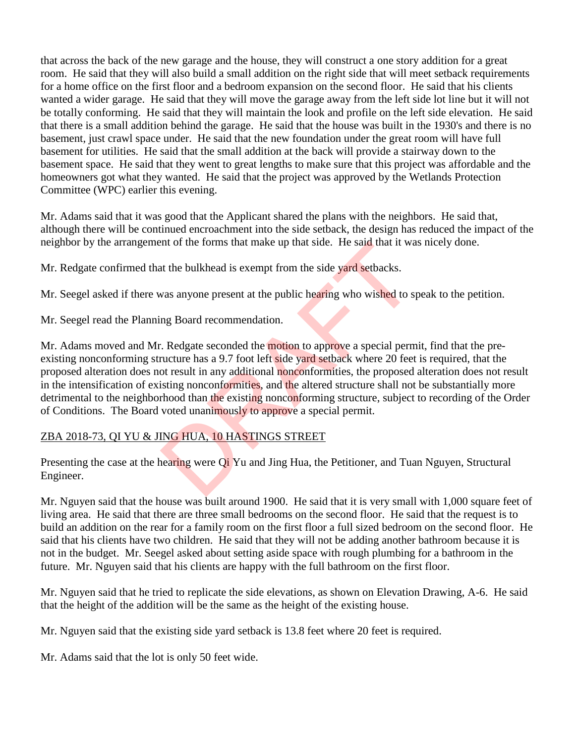that across the back of the new garage and the house, they will construct a one story addition for a great room. He said that they will also build a small addition on the right side that will meet setback requirements for a home office on the first floor and a bedroom expansion on the second floor. He said that his clients wanted a wider garage. He said that they will move the garage away from the left side lot line but it will not be totally conforming. He said that they will maintain the look and profile on the left side elevation. He said that there is a small addition behind the garage. He said that the house was built in the 1930's and there is no basement, just crawl space under. He said that the new foundation under the great room will have full basement for utilities. He said that the small addition at the back will provide a stairway down to the basement space. He said that they went to great lengths to make sure that this project was affordable and the homeowners got what they wanted. He said that the project was approved by the Wetlands Protection Committee (WPC) earlier this evening.

Mr. Adams said that it was good that the Applicant shared the plans with the neighbors. He said that, although there will be continued encroachment into the side setback, the design has reduced the impact of the neighbor by the arrangement of the forms that make up that side. He said that it was nicely done.

Mr. Redgate confirmed that the bulkhead is exempt from the side yard setbacks.

Mr. Seegel asked if there was anyone present at the public hearing who wished to speak to the petition.

Mr. Seegel read the Planning Board recommendation.

Mr. Adams moved and Mr. Redgate seconded the motion to approve a special permit, find that the pre-existing nonconforming structure has a 9.7 foot left side yard setback where 20 feet is required, that the proposed alteration does not result in any additional nonconformities, the proposed alteration does not result in the intensification of existing nonconformities, and the altered structure shall not be substantially more detrimental to the neighborhood than the existing nonconforming structure, subject to recording of the Order of Conditions. The Board voted unanimously to approve a special permit.

ZBA 2018-73, QI YU & JING HUA, 10 HASTINGS STREET

Presenting the case at the hearing were Qi Yu and Jing Hua, the Petitioner, and Tuan Nguyen, Structural Engineer.

Mr. Nguyen said that the house was built around 1900. He said that it is very small with 1,000 square feet of living area. He said that there are three small bedrooms on the second floor. He said that the request is to build an addition on the rear for a family room on the first floor a full sized bedroom on the second floor. He said that his clients have two children. He said that they will not be adding another bathroom because it is not in the budget. Mr. Seegel asked about setting aside space with rough plumbing for a bathroom in the future. Mr. Nguyen said that his clients are happy with the full bathroom on the first floor.

Mr. Nguyen said that he tried to replicate the side elevations, as shown on Elevation Drawing, A-6. He said that the height of the addition will be the same as the height of the existing house.

Mr. Nguyen said that the existing side yard setback is 13.8 feet where 20 feet is required.

Mr. Adams said that the lot is only 50 feet wide.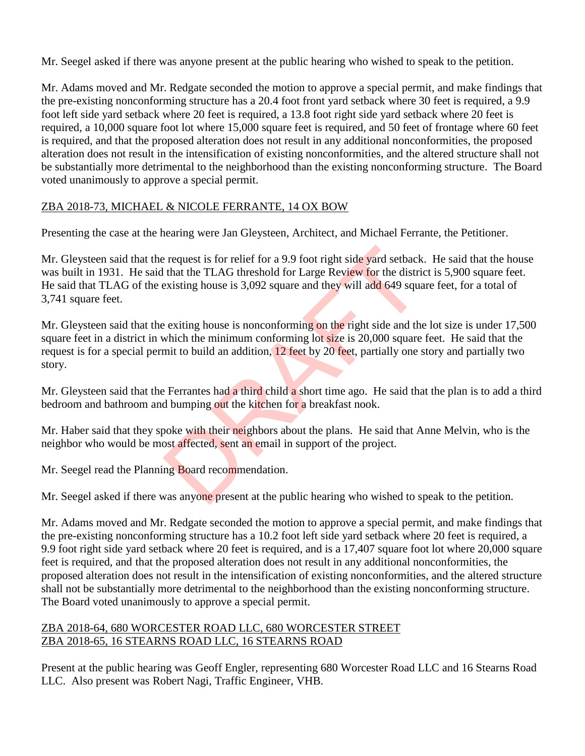Mr. Seegel asked if there was anyone present at the public hearing who wished to speak to the petition.

Mr. Adams moved and Mr. Redgate seconded the motion to approve a special permit, and make findings that the pre-existing nonconforming structure has a 20.4 foot front yard setback where 30 feet is required, a 9.9 foot left side yard setback where 20 feet is required, a 13.8 foot right side yard setback where 20 feet is required, a 10,000 square foot lot where 15,000 square feet is required, and 50 feet of frontage where 60 feet is required, and that the proposed alteration does not result in any additional nonconformities, the proposed alteration does not result in the intensification of existing nonconformities, and the altered structure shall not be substantially more detrimental to the neighborhood than the existing nonconforming structure. The Board voted unanimously to approve a special permit.

ZBA 2018-73, MICHAEL & NICOLE FERRANTE, 14 OX BOW

Presenting the case at the hearing were Jan Gleysteen, Architect, and Michael Ferrante, the Petitioner.

Mr. Gleysteen said that the request is for relief for a 9.9 foot right side yard setback. He said that the house was built in 1931. He said that the TLAG threshold for Large Review for the district is 5,900 square feet. He said that TLAG of the existing house is 3,092 square and they will add 649 square feet, for a total of 3,741 square feet.

Mr. Gleysteen said that the exiting house is nonconforming on the right side and the lot size is under 17,500 square feet in a district in which the minimum conforming lot size is 20,000 square feet. He said that the request is for a special permit to build an addition, 12 feet by 20 feet, partially one story and partially two story.

Mr. Gleysteen said that the Ferrantes had a third child a short time ago. He said that the plan is to add a third bedroom and bathroom and bumping out the kitchen for a breakfast nook.

Mr. Haber said that they spoke with their neighbors about the plans. He said that Anne Melvin, who is the neighbor who would be most affected, sent an email in support of the project.

Mr. Seegel read the Planning Board recommendation.

Mr. Seegel asked if there was anyone present at the public hearing who wished to speak to the petition.

Mr. Adams moved and Mr. Redgate seconded the motion to approve a special permit, and make findings that the pre-existing nonconforming structure has a 10.2 foot left side yard setback where 20 feet is required, a 9.9 foot right side yard setback where 20 feet is required, and is a 17,407 square foot lot where 20,000 square feet is required, and that the proposed alteration does not result in any additional nonconformities, the proposed alteration does not result in the intensification of existing nonconformities, and the altered structure shall not be substantially more detrimental to the neighborhood than the existing nonconforming structure. The Board voted unanimously to approve a special permit.

ZBA 2018-64, 680 WORCESTER ROAD LLC, 680 WORCESTER STREET
ZBA 2018-65, 16 STEARNS ROAD LLC, 16 STEARNS ROAD

Present at the public hearing was Geoff Engler, representing 680 Worcester Road LLC and 16 Stearns Road LLC. Also present was Robert Nagi, Traffic Engineer, VHB.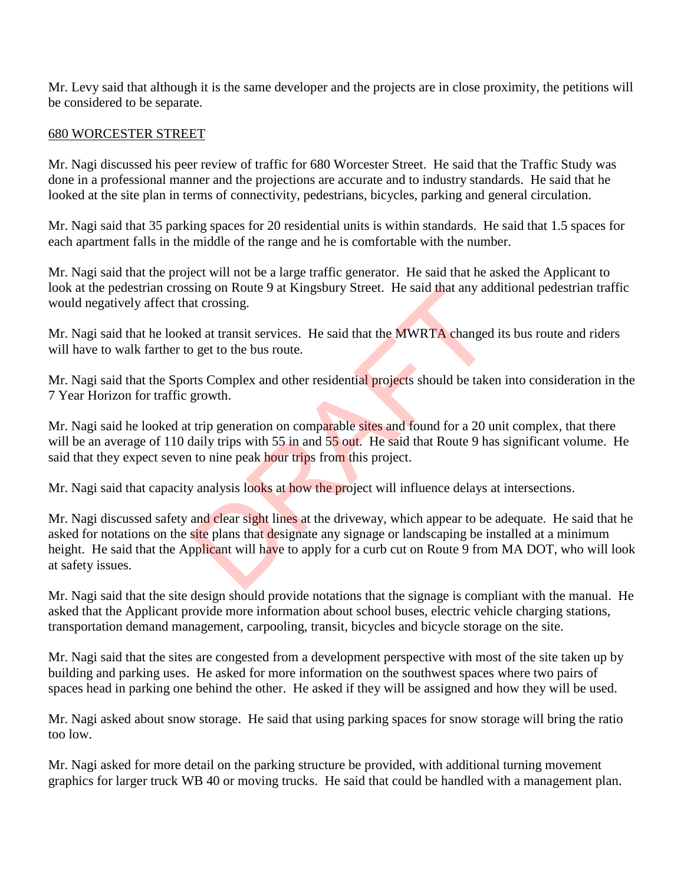Mr. Levy said that although it is the same developer and the projects are in close proximity, the petitions will be considered to be separate.

680 WORCESTER STREET

Mr. Nagi discussed his peer review of traffic for 680 Worcester Street. He said that the Traffic Study was done in a professional manner and the projections are accurate and to industry standards. He said that he looked at the site plan in terms of connectivity, pedestrians, bicycles, parking and general circulation.

Mr. Nagi said that 35 parking spaces for 20 residential units is within standards. He said that 1.5 spaces for each apartment falls in the middle of the range and he is comfortable with the number.

Mr. Nagi said that the project will not be a large traffic generator. He said that he asked the Applicant to look at the pedestrian crossing on Route 9 at Kingsbury Street. He said that any additional pedestrian traffic would negatively affect that crossing.

Mr. Nagi said that he looked at transit services. He said that the MWRTA changed its bus route and riders will have to walk farther to get to the bus route.

Mr. Nagi said that the Sports Complex and other residential projects should be taken into consideration in the 7 Year Horizon for traffic growth.

Mr. Nagi said he looked at trip generation on comparable sites and found for a 20 unit complex, that there will be an average of 110 daily trips with 55 in and 55 out. He said that Route 9 has significant volume. He said that they expect seven to nine peak hour trips from this project.

Mr. Nagi said that capacity analysis looks at how the project will influence delays at intersections.

Mr. Nagi discussed safety and clear sight lines at the driveway, which appear to be adequate. He said that he asked for notations on the site plans that designate any signage or landscaping be installed at a minimum height. He said that the Applicant will have to apply for a curb cut on Route 9 from MA DOT, who will look at safety issues.

Mr. Nagi said that the site design should provide notations that the signage is compliant with the manual. He asked that the Applicant provide more information about school buses, electric vehicle charging stations, transportation demand management, carpooling, transit, bicycles and bicycle storage on the site.

Mr. Nagi said that the sites are congested from a development perspective with most of the site taken up by building and parking uses. He asked for more information on the southwest spaces where two pairs of spaces head in parking one behind the other. He asked if they will be assigned and how they will be used.

Mr. Nagi asked about snow storage. He said that using parking spaces for snow storage will bring the ratio too low.

Mr. Nagi asked for more detail on the parking structure be provided, with additional turning movement graphics for larger truck WB 40 or moving trucks. He said that could be handled with a management plan.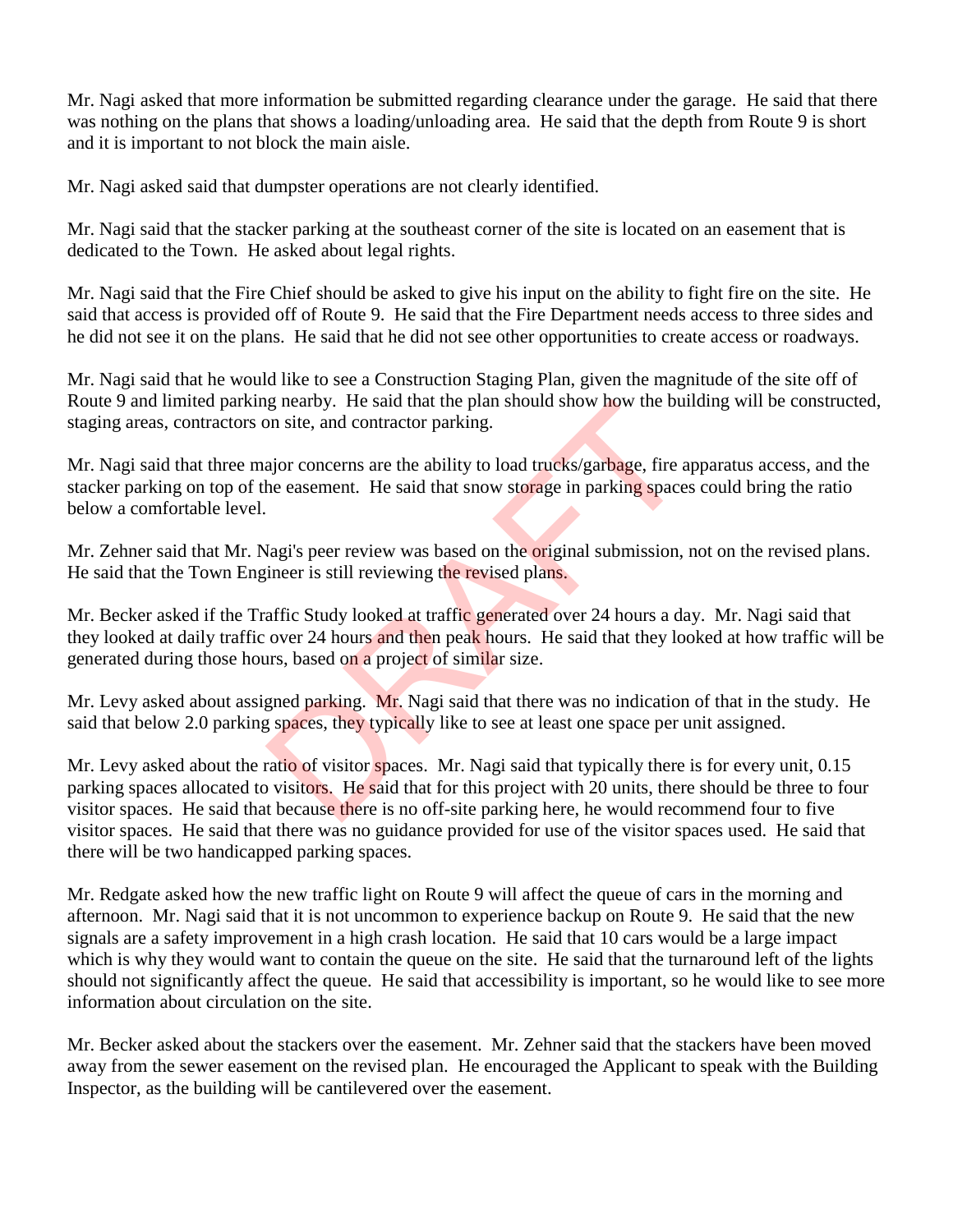Mr. Nagi asked that more information be submitted regarding clearance under the garage. He said that there was nothing on the plans that shows a loading/unloading area. He said that the depth from Route 9 is short and it is important to not block the main aisle.

Mr. Nagi asked said that dumpster operations are not clearly identified.

Mr. Nagi said that the stacker parking at the southeast corner of the site is located on an easement that is dedicated to the Town. He asked about legal rights.

Mr. Nagi said that the Fire Chief should be asked to give his input on the ability to fight fire on the site. He said that access is provided off of Route 9. He said that the Fire Department needs access to three sides and he did not see it on the plans. He said that he did not see other opportunities to create access or roadways.

Mr. Nagi said that he would like to see a Construction Staging Plan, given the magnitude of the site off of Route 9 and limited parking nearby. He said that the plan should show how the building will be constructed, staging areas, contractors on site, and contractor parking.

Mr. Nagi said that three major concerns are the ability to load trucks/garbage, fire apparatus access, and the stacker parking on top of the easement. He said that snow storage in parking spaces could bring the ratio below a comfortable level.

Mr. Zehner said that Mr. Nagi's peer review was based on the original submission, not on the revised plans. He said that the Town Engineer is still reviewing the revised plans.

Mr. Becker asked if the Traffic Study looked at traffic generated over 24 hours a day. Mr. Nagi said that they looked at daily traffic over 24 hours and then peak hours. He said that they looked at how traffic will be generated during those hours, based on a project of similar size.

Mr. Levy asked about assigned parking. Mr. Nagi said that there was no indication of that in the study. He said that below 2.0 parking spaces, they typically like to see at least one space per unit assigned.

Mr. Levy asked about the ratio of visitor spaces. Mr. Nagi said that typically there is for every unit, 0.15 parking spaces allocated to visitors. He said that for this project with 20 units, there should be three to four visitor spaces. He said that because there is no off-site parking here, he would recommend four to five visitor spaces. He said that there was no guidance provided for use of the visitor spaces used. He said that there will be two handicapped parking spaces.

Mr. Redgate asked how the new traffic light on Route 9 will affect the queue of cars in the morning and afternoon. Mr. Nagi said that it is not uncommon to experience backup on Route 9. He said that the new signals are a safety improvement in a high crash location. He said that 10 cars would be a large impact which is why they would want to contain the queue on the site. He said that the turnaround left of the lights should not significantly affect the queue. He said that accessibility is important, so he would like to see more information about circulation on the site.

Mr. Becker asked about the stackers over the easement. Mr. Zehner said that the stackers have been moved away from the sewer easement on the revised plan. He encouraged the Applicant to speak with the Building Inspector, as the building will be cantilevered over the easement.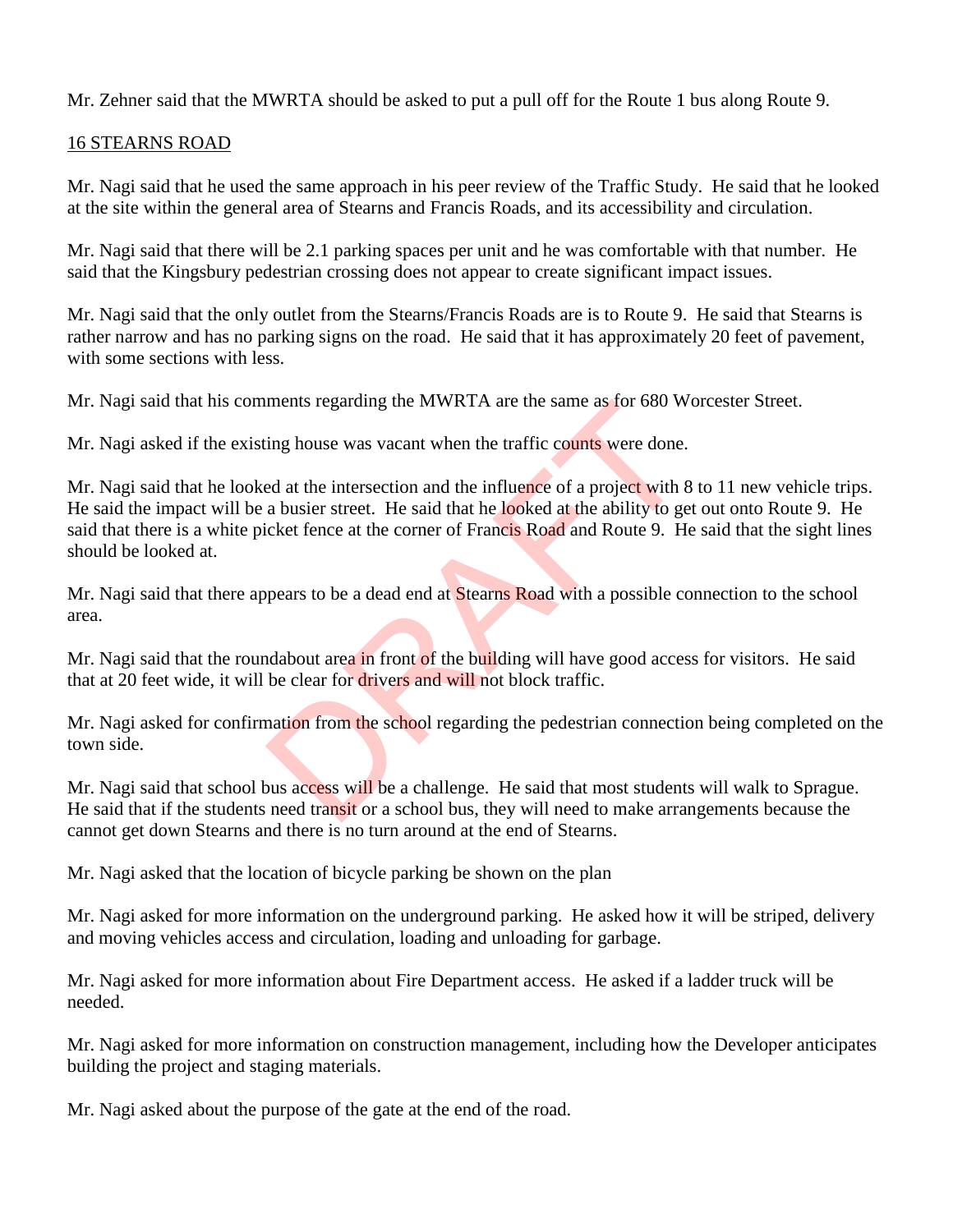Mr. Zehner said that the MWRTA should be asked to put a pull off for the Route 1 bus along Route 9.

16 STEARNS ROAD

Mr. Nagi said that he used the same approach in his peer review of the Traffic Study. He said that he looked at the site within the general area of Stearns and Francis Roads, and its accessibility and circulation.

Mr. Nagi said that there will be 2.1 parking spaces per unit and he was comfortable with that number. He said that the Kingsbury pedestrian crossing does not appear to create significant impact issues.

Mr. Nagi said that the only outlet from the Stearns/Francis Roads are is to Route 9. He said that Stearns is rather narrow and has no parking signs on the road. He said that it has approximately 20 feet of pavement, with some sections with less.

Mr. Nagi said that his comments regarding the MWRTA are the same as for 680 Worcester Street.

Mr. Nagi asked if the existing house was vacant when the traffic counts were done.

Mr. Nagi said that he looked at the intersection and the influence of a project with 8 to 11 new vehicle trips. He said the impact will be a busier street. He said that he looked at the ability to get out onto Route 9. He said that there is a white picket fence at the corner of Francis Road and Route 9. He said that the sight lines should be looked at.

Mr. Nagi said that there appears to be a dead end at Stearns Road with a possible connection to the school area.

Mr. Nagi said that the roundabout area in front of the building will have good access for visitors. He said that at 20 feet wide, it will be clear for drivers and will not block traffic.

Mr. Nagi asked for confirmation from the school regarding the pedestrian connection being completed on the town side.

Mr. Nagi said that school bus access will be a challenge. He said that most students will walk to Sprague. He said that if the students need transit or a school bus, they will need to make arrangements because the cannot get down Stearns and there is no turn around at the end of Stearns.

Mr. Nagi asked that the location of bicycle parking be shown on the plan

Mr. Nagi asked for more information on the underground parking. He asked how it will be striped, delivery and moving vehicles access and circulation, loading and unloading for garbage.

Mr. Nagi asked for more information about Fire Department access. He asked if a ladder truck will be needed.

Mr. Nagi asked for more information on construction management, including how the Developer anticipates building the project and staging materials.

Mr. Nagi asked about the purpose of the gate at the end of the road.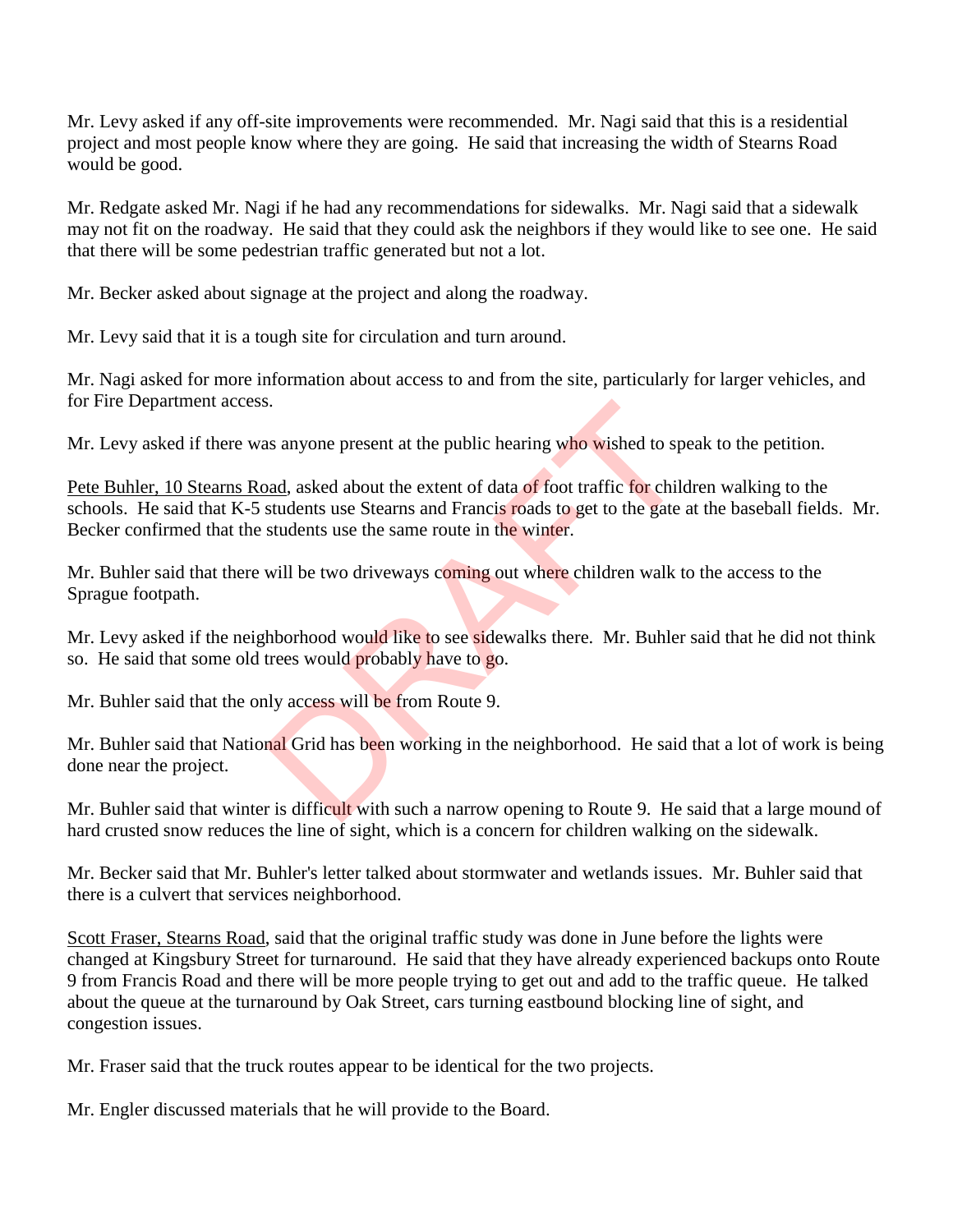Mr. Levy asked if any off-site improvements were recommended. Mr. Nagi said that this is a residential project and most people know where they are going. He said that increasing the width of Stearns Road would be good.

Mr. Redgate asked Mr. Nagi if he had any recommendations for sidewalks. Mr. Nagi said that a sidewalk may not fit on the roadway. He said that they could ask the neighbors if they would like to see one. He said that there will be some pedestrian traffic generated but not a lot.

Mr. Becker asked about signage at the project and along the roadway.

Mr. Levy said that it is a tough site for circulation and turn around.

Mr. Nagi asked for more information about access to and from the site, particularly for larger vehicles, and for Fire Department access.

Mr. Levy asked if there was anyone present at the public hearing who wished to speak to the petition.

Pete Buhler, 10 Stearns Road, asked about the extent of data of foot traffic for children walking to the schools. He said that K-5 students use Stearns and Francis roads to get to the gate at the baseball fields. Mr. Becker confirmed that the students use the same route in the winter.

Mr. Buhler said that there will be two driveways coming out where children walk to the access to the Sprague footpath.

Mr. Levy asked if the neighborhood would like to see sidewalks there. Mr. Buhler said that he did not think so. He said that some old trees would probably have to go.

Mr. Buhler said that the only access will be from Route 9.

Mr. Buhler said that National Grid has been working in the neighborhood. He said that a lot of work is being done near the project.

Mr. Buhler said that winter is difficult with such a narrow opening to Route 9. He said that a large mound of hard crusted snow reduces the line of sight, which is a concern for children walking on the sidewalk.

Mr. Becker said that Mr. Buhler's letter talked about stormwater and wetlands issues. Mr. Buhler said that there is a culvert that services neighborhood.

Scott Fraser, Stearns Road, said that the original traffic study was done in June before the lights were changed at Kingsbury Street for turnaround. He said that they have already experienced backups onto Route 9 from Francis Road and there will be more people trying to get out and add to the traffic queue. He talked about the queue at the turnaround by Oak Street, cars turning eastbound blocking line of sight, and congestion issues.

Mr. Fraser said that the truck routes appear to be identical for the two projects.

Mr. Engler discussed materials that he will provide to the Board.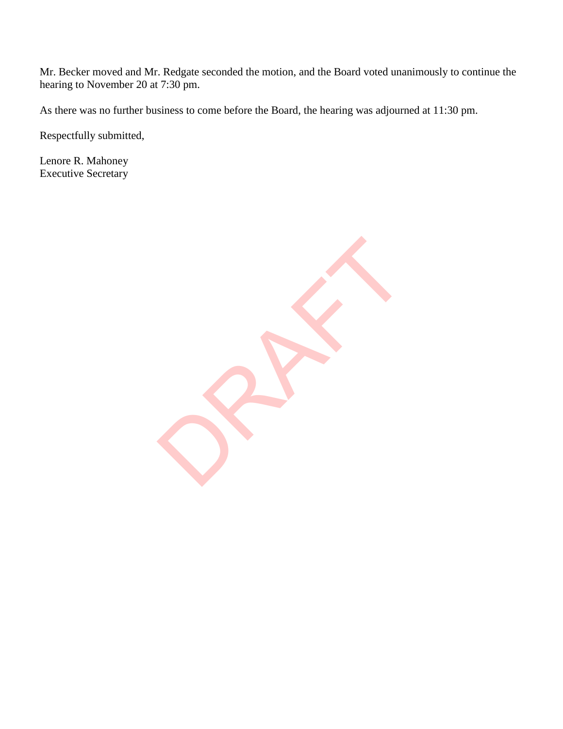Mr. Becker moved and Mr. Redgate seconded the motion, and the Board voted unanimously to continue the hearing to November 20 at 7:30 pm.

As there was no further business to come before the Board, the hearing was adjourned at 11:30 pm.

Respectfully submitted,

Lenore R. Mahoney
Executive Secretary

DRAFT